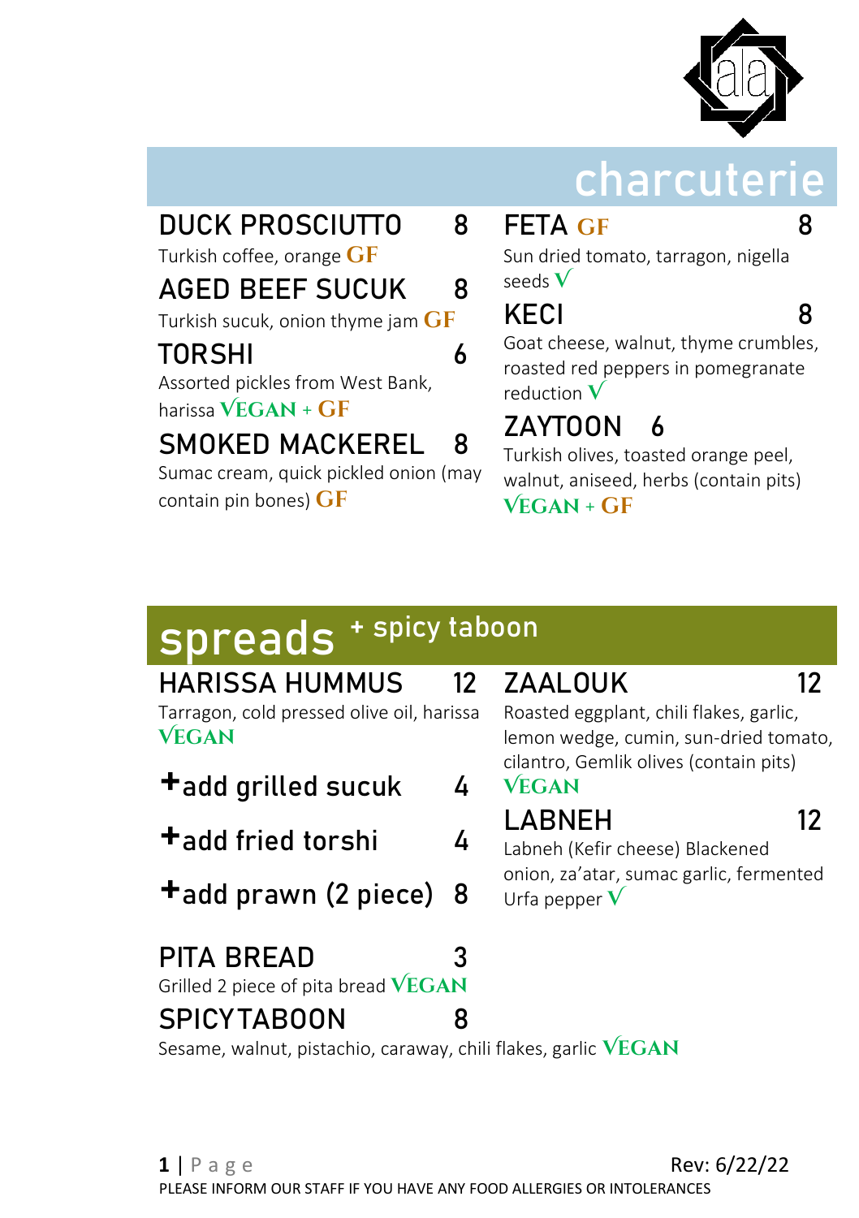## charcuterie

**DUCK PROSCIUTTO** 8
Turkish coffee, orange GF

**AGED BEEF SUCUK** 8
Turkish sucuk, onion thyme jam GF

**TORSHI** 6
Assorted pickles from West Bank, harissa VEGAN + GF

**SMOKED MACKEREL** 8
Sumac cream, quick pickled onion (may contain pin bones) GF

**FETA** GF 8
Sun dried tomato, tarragon, nigella seeds V

**KECI** 8
Goat cheese, walnut, thyme crumbles, roasted red peppers in pomegranate reduction V

**ZAYTOON** 6
Turkish olives, toasted orange peel, walnut, aniseed, herbs (contain pits) VEGAN + GF

## spreads + spicy taboon

**HARISSA HUMMUS** 12
Tarragon, cold pressed olive oil, harissa VEGAN

**+add grilled sucuk** 4

**+add fried torshi** 4

**+add prawn (2 piece)** 8

**PITA BREAD** 3
Grilled 2 piece of pita bread VEGAN

**SPICYTABOON** 8
Sesame, walnut, pistachio, caraway, chili flakes, garlic VEGAN

**ZAALOUK** 12
Roasted eggplant, chili flakes, garlic, lemon wedge, cumin, sun-dried tomato, cilantro, Gemlik olives (contain pits) VEGAN

**LABNEH** 12
Labneh (Kefir cheese) Blackened onion, za'atar, sumac garlic, fermented Urfa pepper V

Rev: 6/22/22

PLEASE INFORM OUR STAFF IF YOU HAVE ANY FOOD ALLERGIES OR INTOLERANCES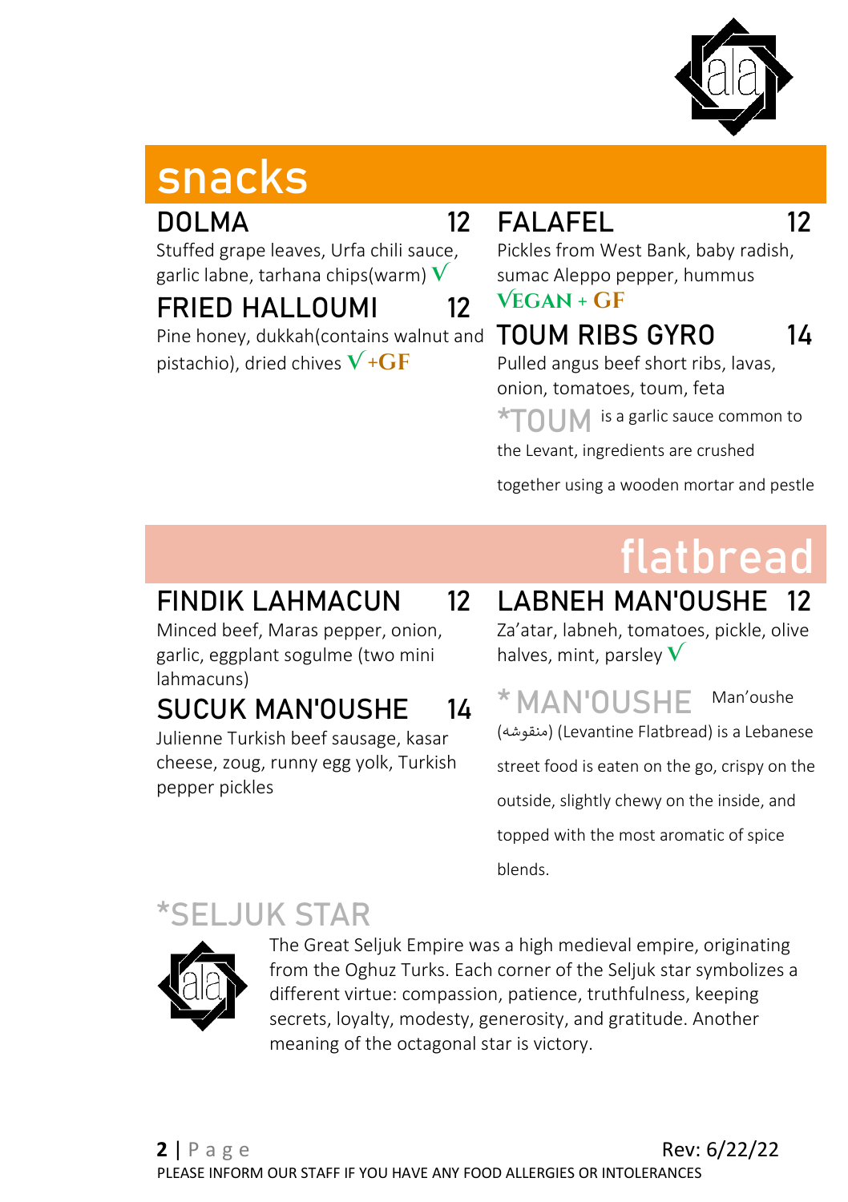# snacks

### DOLMA 12

Stuffed grape leaves, Urfa chili sauce, garlic labne, tarhana chips(warm) V

### FRIED HALLOUMI 12

Pine honey, dukkah(contains walnut and pistachio), dried chives V +GF

### FALAFEL 12

Pickles from West Bank, baby radish, sumac Aleppo pepper, hummus

VEGAN + GF

### TOUM RIBS GYRO 14

Pulled angus beef short ribs, lavas, onion, tomatoes, toum, feta

*TOUM is a garlic sauce common to the Levant, ingredients are crushed together using a wooden mortar and pestle

# flatbread

### FINDIK LAHMACUN 12

Minced beef, Maras pepper, onion, garlic, eggplant sogulme (two mini lahmacuns)

### SUCUK MAN'OUSHE 14

Julienne Turkish beef sausage, kasar cheese, zoug, runny egg yolk, Turkish pepper pickles

### LABNEH MAN'OUSHE 12

Za'atar, labneh, tomatoes, pickle, olive halves, mint, parsley V

*MAN'OUSHE Man'oushe (منقوشه) (Levantine Flatbread) is a Lebanese street food is eaten on the go, crispy on the outside, slightly chewy on the inside, and topped with the most aromatic of spice blends.

## *SELJUK STAR

The Great Seljuk Empire was a high medieval empire, originating from the Oghuz Turks. Each corner of the Seljuk star symbolizes a different virtue: compassion, patience, truthfulness, keeping secrets, loyalty, modesty, generosity, and gratitude. Another meaning of the octagonal star is victory.

Rev: 6/22/22

PLEASE INFORM OUR STAFF IF YOU HAVE ANY FOOD ALLERGIES OR INTOLERANCES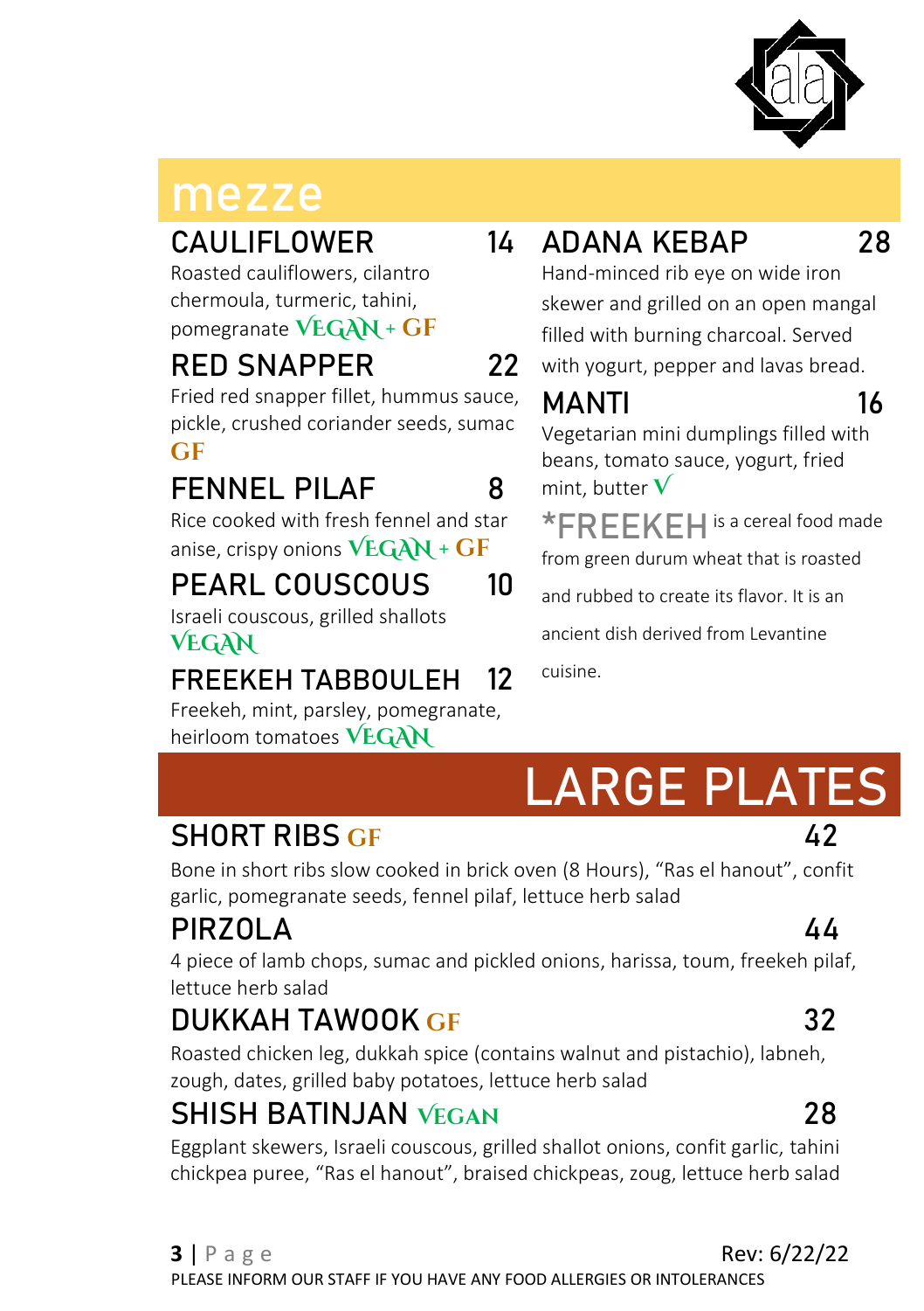## mezze

### CAULIFLOWER 14

Roasted cauliflowers, cilantro chermoula, turmeric, tahini, pomegranate VEGAN + GF

### RED SNAPPER 22

Fried red snapper fillet, hummus sauce, pickle, crushed coriander seeds, sumac GF

### FENNEL PILAF 8

Rice cooked with fresh fennel and star anise, crispy onions VEGAN + GF

### PEARL COUSCOUS 10

Israeli couscous, grilled shallots VEGAN

### FREEKEH TABBOULEH 12

Freekeh, mint, parsley, pomegranate, heirloom tomatoes VEGAN

### ADANA KEBAP 28

Hand-minced rib eye on wide iron skewer and grilled on an open mangal filled with burning charcoal. Served with yogurt, pepper and lavas bread.

### MANTI 16

Vegetarian mini dumplings filled with beans, tomato sauce, yogurt, fried mint, butter V

*FREEKEH is a cereal food made from green durum wheat that is roasted and rubbed to create its flavor. It is an ancient dish derived from Levantine cuisine.

## LARGE PLATES

### SHORT RIBS GF 42

Bone in short ribs slow cooked in brick oven (8 Hours), "Ras el hanout", confit garlic, pomegranate seeds, fennel pilaf, lettuce herb salad

### PIRZOLA 44

4 piece of lamb chops, sumac and pickled onions, harissa, toum, freekeh pilaf, lettuce herb salad

### DUKKAH TAWOOK GF 32

Roasted chicken leg, dukkah spice (contains walnut and pistachio), labneh, zough, dates, grilled baby potatoes, lettuce herb salad

### SHISH BATINJAN VEGAN 28

Eggplant skewers, Israeli couscous, grilled shallot onions, confit garlic, tahini chickpea puree, "Ras el hanout", braised chickpeas, zoug, lettuce herb salad

Rev: 6/22/22

PLEASE INFORM OUR STAFF IF YOU HAVE ANY FOOD ALLERGIES OR INTOLERANCES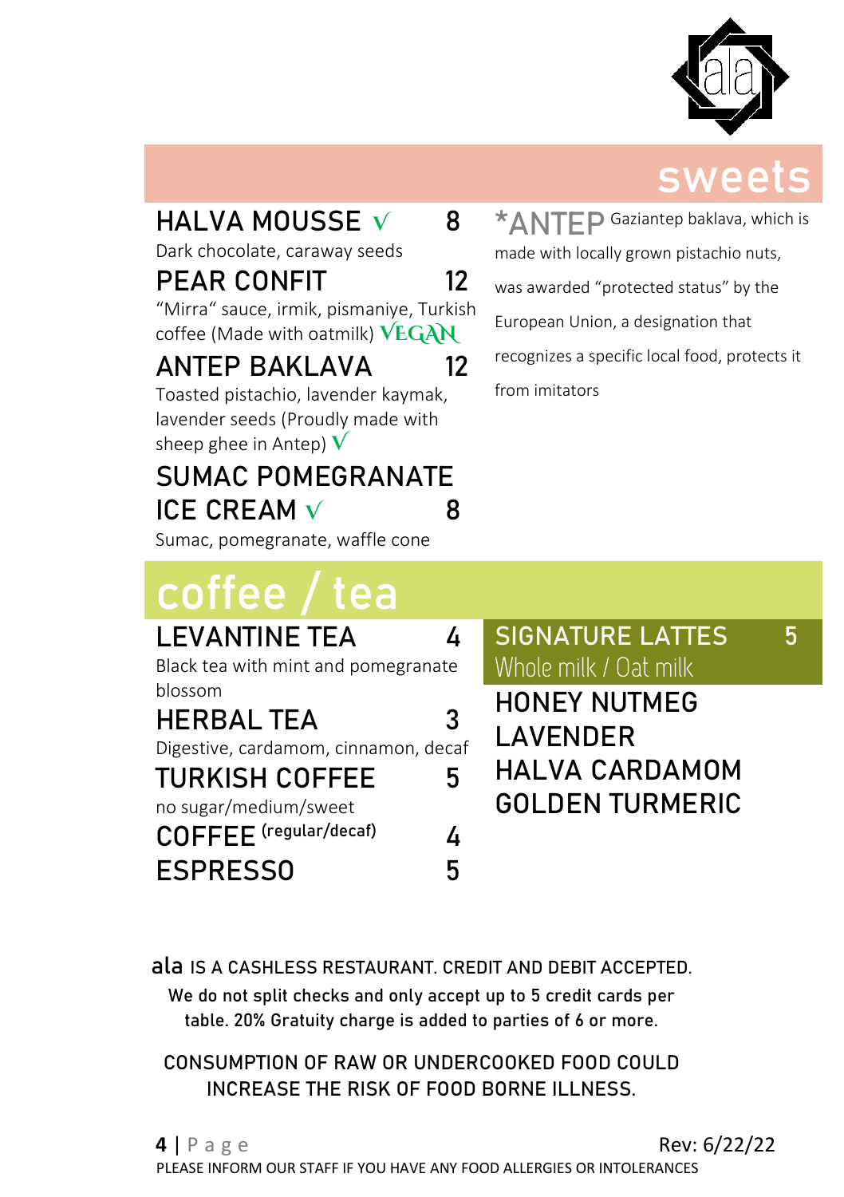## sweets

**HALVA MOUSSE** √ 8
Dark chocolate, caraway seeds

**PEAR CONFIT** 12
"Mirra" sauce, irmik, pismaniye, Turkish coffee (Made with oatmilk) VEGAN

**ANTEP BAKLAVA** 12
Toasted pistachio, lavender kaymak, lavender seeds (Proudly made with sheep ghee in Antep) V

**SUMAC POMEGRANATE ICE CREAM** √ 8
Sumac, pomegranate, waffle cone

*ANTEP Gaziantep baklava, which is made with locally grown pistachio nuts, was awarded "protected status" by the European Union, a designation that recognizes a specific local food, protects it from imitators

## coffee / tea

**LEVANTINE TEA** 4
Black tea with mint and pomegranate blossom

**HERBAL TEA** 3
Digestive, cardamom, cinnamon, decaf

**TURKISH COFFEE** 5
no sugar/medium/sweet

**COFFEE** (regular/decaf) 4

**ESPRESSO** 5

**SIGNATURE LATTES** 5
Whole milk / Oat milk

- HONEY NUTMEG
- LAVENDER
- HALVA CARDAMOM
- GOLDEN TURMERIC

ala IS A CASHLESS RESTAURANT. CREDIT AND DEBIT ACCEPTED.
We do not split checks and only accept up to 5 credit cards per table. 20% Gratuity charge is added to parties of 6 or more.

CONSUMPTION OF RAW OR UNDERCOOKED FOOD COULD INCREASE THE RISK OF FOOD BORNE ILLNESS.

Rev: 6/22/22

PLEASE INFORM OUR STAFF IF YOU HAVE ANY FOOD ALLERGIES OR INTOLERANCES